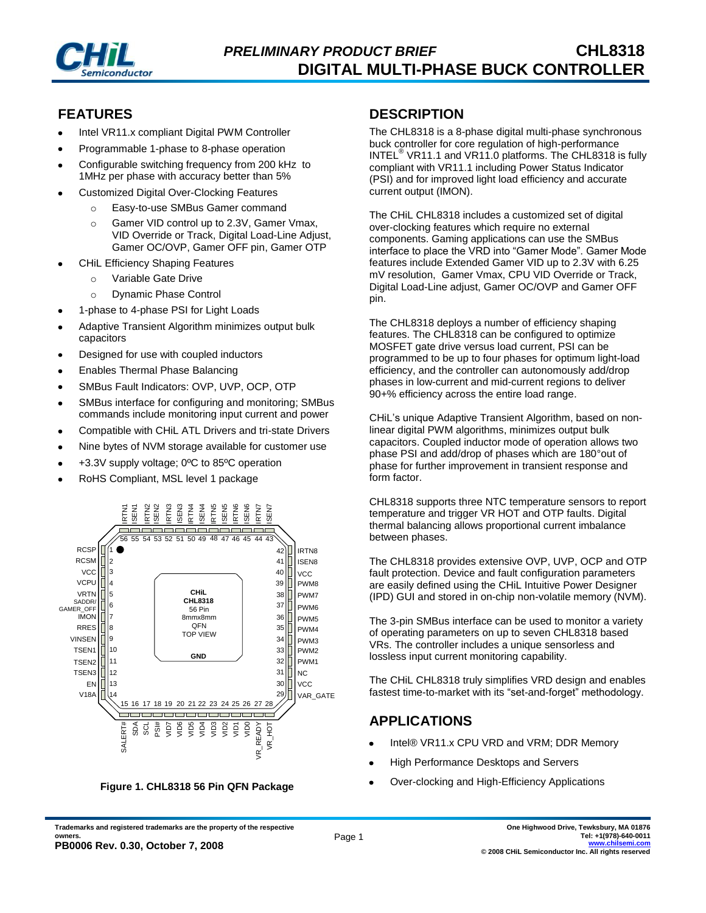# CHL8318 DIGITAL MULTI-PHASE BUCK CONTROLLER

*PRELIMINARY PRODUCT BRIEF*

## FEATURES

- Intel VR11.x compliant Digital PWM Controller
- Programmable 1-phase to 8-phase operation
- Configurable switching frequency from 200 kHz to 1MHz per phase with accuracy better than 5%
- Customized Digital Over-Clocking Features
  - Easy-to-use SMBus Gamer command
  - Gamer VID control up to 2.3V, Gamer Vmax, VID Override or Track, Digital Load-Line Adjust, Gamer OC/OVP, Gamer OFF pin, Gamer OTP
- CHiL Efficiency Shaping Features
  - Variable Gate Drive
  - Dynamic Phase Control
- 1-phase to 4-phase PSI for Light Loads
- Adaptive Transient Algorithm minimizes output bulk capacitors
- Designed for use with coupled inductors
- Enables Thermal Phase Balancing
- SMBus Fault Indicators: OVP, UVP, OCP, OTP
- SMBus interface for configuring and monitoring; SMBus commands include monitoring input current and power
- Compatible with CHiL ATL Drivers and tri-state Drivers
- Nine bytes of NVM storage available for customer use
- +3.3V supply voltage; 0ºC to 85ºC operation
- RoHS Compliant, MSL level 1 package

Figure 1. CHL8318 56 Pin QFN Package

## DESCRIPTION

The CHL8318 is a 8-phase digital multi-phase synchronous buck controller for core regulation of high-performance INTEL® VR11.1 and VR11.0 platforms. The CHL8318 is fully compliant with VR11.1 including Power Status Indicator (PSI) and for improved light load efficiency and accurate current output (IMON).

The CHiL CHL8318 includes a customized set of digital over-clocking features which require no external components. Gaming applications can use the SMBus interface to place the VRD into "Gamer Mode". Gamer Mode features include Extended Gamer VID up to 2.3V with 6.25 mV resolution, Gamer Vmax, CPU VID Override or Track, Digital Load-Line adjust, Gamer OC/OVP and Gamer OFF pin.

The CHL8318 deploys a number of efficiency shaping features. The CHL8318 can be configured to optimize MOSFET gate drive versus load current, PSI can be programmed to be up to four phases for optimum light-load efficiency, and the controller can autonomously add/drop phases in low-current and mid-current regions to deliver 90+% efficiency across the entire load range.

CHiL's unique Adaptive Transient Algorithm, based on non-linear digital PWM algorithms, minimizes output bulk capacitors. Coupled inductor mode of operation allows two phase PSI and add/drop of phases which are 180°out of phase for further improvement in transient response and form factor.

CHL8318 supports three NTC temperature sensors to report temperature and trigger VR HOT and OTP faults. Digital thermal balancing allows proportional current imbalance between phases.

The CHL8318 provides extensive OVP, UVP, OCP and OTP fault protection. Device and fault configuration parameters are easily defined using the CHiL Intuitive Power Designer (IPD) GUI and stored in on-chip non-volatile memory (NVM).

The 3-pin SMBus interface can be used to monitor a variety of operating parameters on up to seven CHL8318 based VRs. The controller includes a unique sensorless and lossless input current monitoring capability.

The CHiL CHL8318 truly simplifies VRD design and enables fastest time-to-market with its "set-and-forget" methodology.

## APPLICATIONS

- Intel® VR11.x CPU VRD and VRM; DDR Memory
- High Performance Desktops and Servers
- Over-clocking and High-Efficiency Applications

Trademarks and registered trademarks are the property of the respective owners.
PB0006 Rev. 0.30, October 7, 2008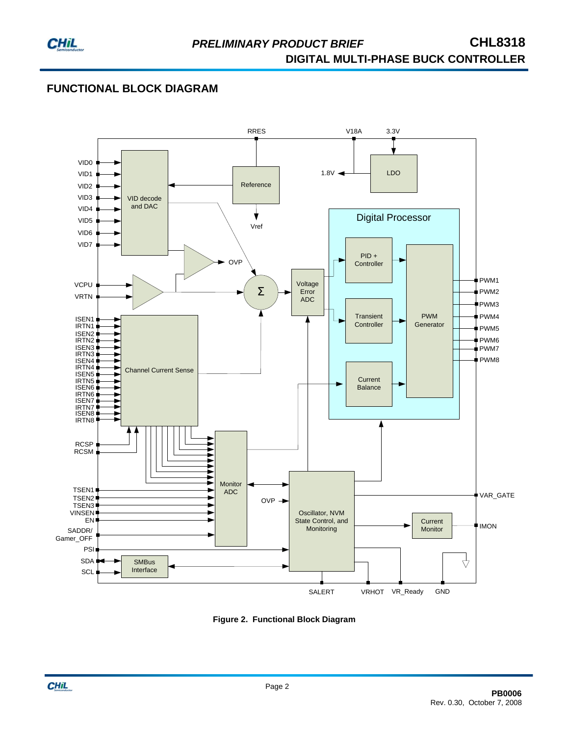## FUNCTIONAL BLOCK DIAGRAM

**Figure 2. Functional Block Diagram**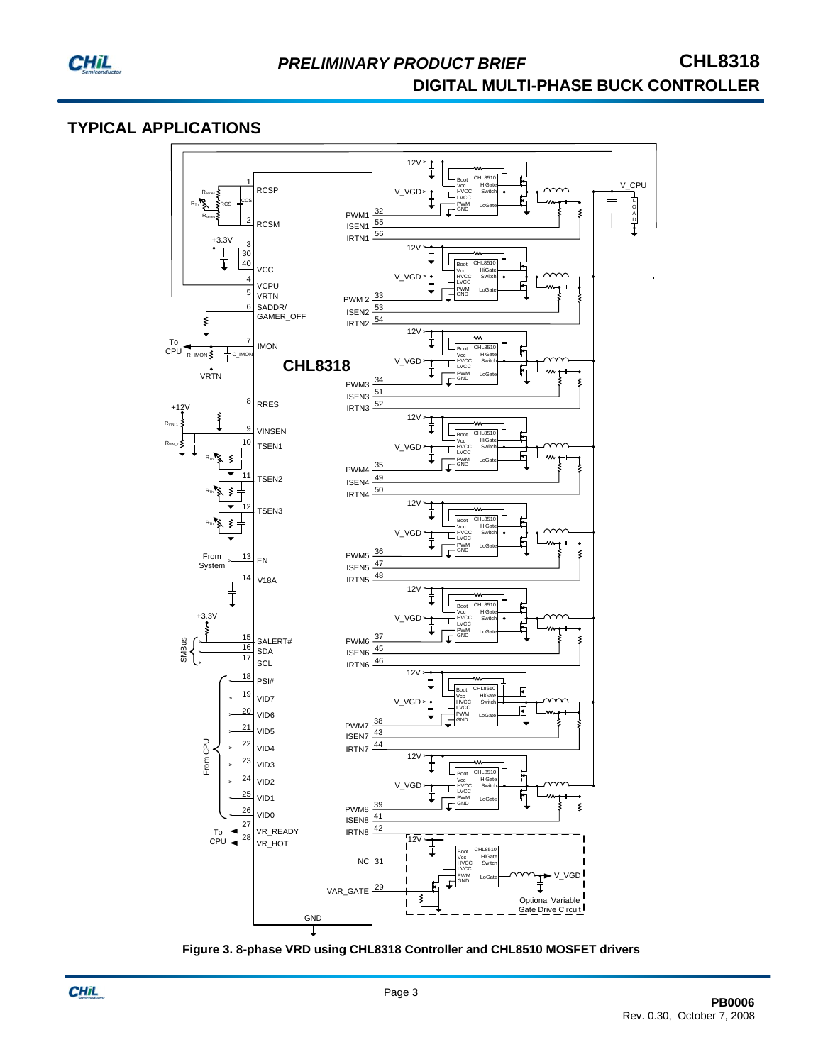## TYPICAL APPLICATIONS

Figure 3. 8-phase VRD using CHL8318 Controller and CHL8510 MOSFET drivers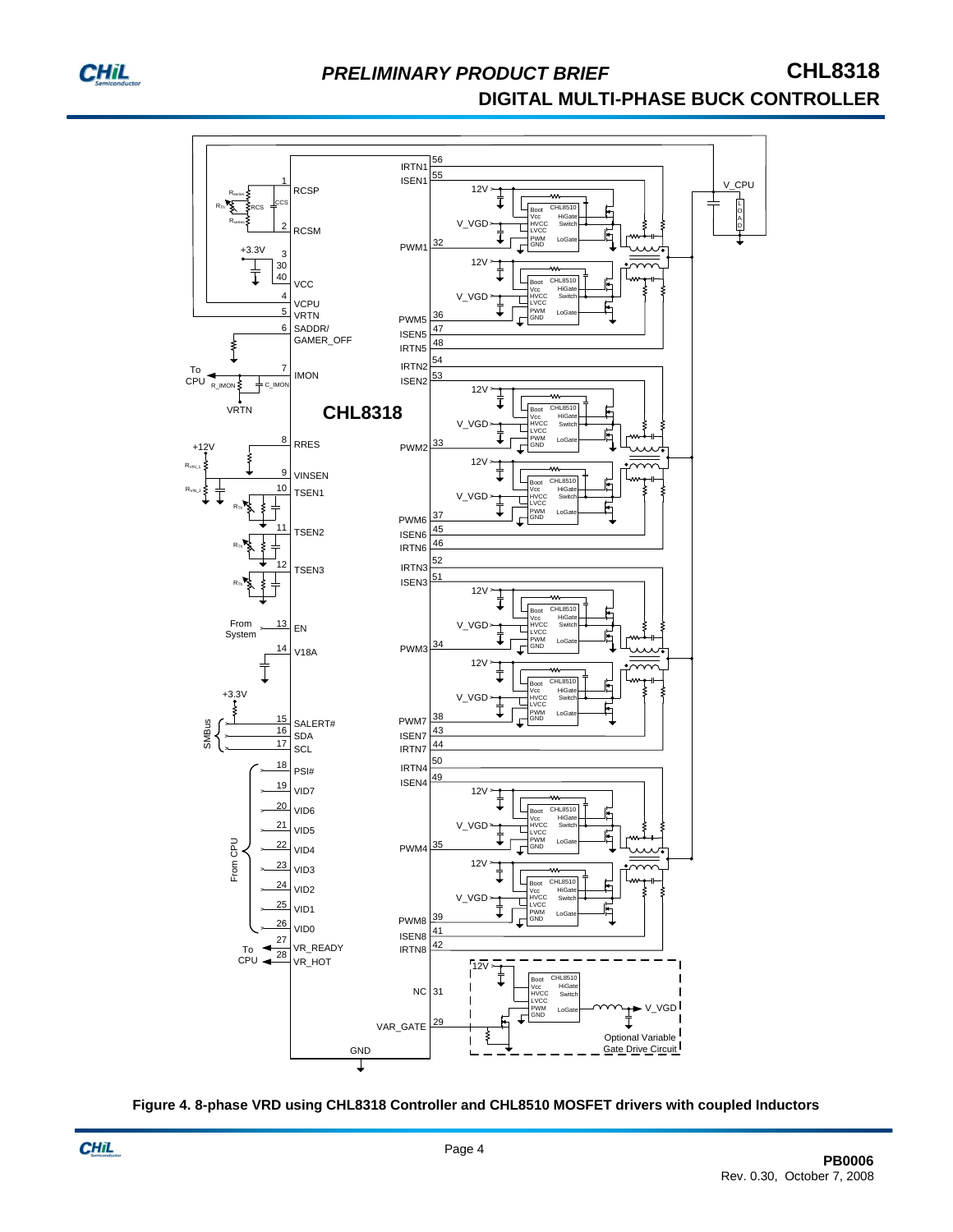Figure 4. 8-phase VRD using CHL8318 Controller and CHL8510 MOSFET drivers with coupled Inductors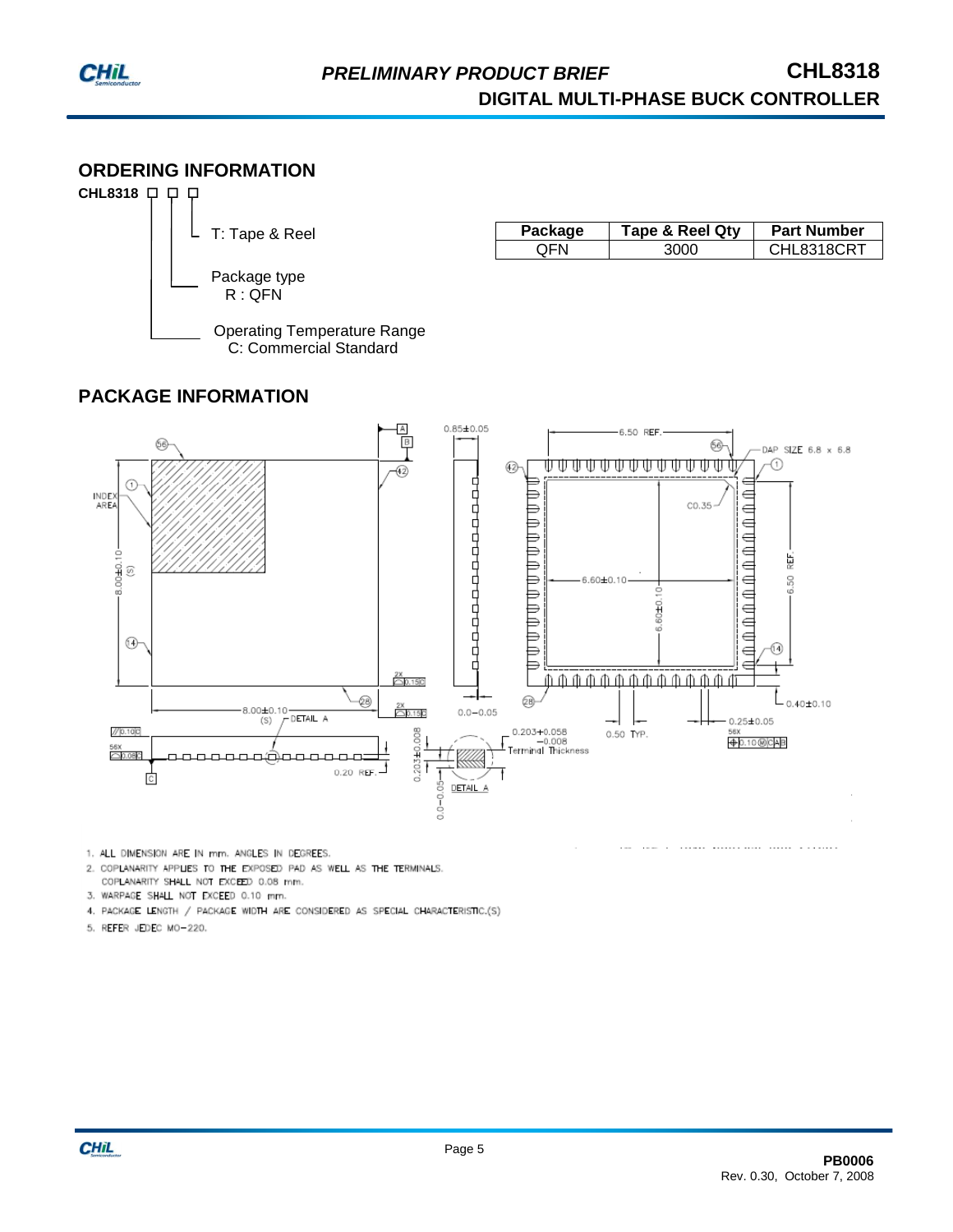## ORDERING INFORMATION

CHL8318 □ □ □

- T: Tape & Reel
- Package type
  R : QFN
- Operating Temperature Range
  C: Commercial Standard

| Package | Tape & Reel Qty | Part Number |
|---|---|---|
| QFN | 3000 | CHL8318CRT |

## PACKAGE INFORMATION

1. ALL DIMENSION ARE IN mm. ANGLES IN DEGREES.
2. COPLANARITY APPLIES TO THE EXPOSED PAD AS WELL AS THE TERMINALS. COPLANARITY SHALL NOT EXCEED 0.08 mm.
3. WARPAGE SHALL NOT EXCEED 0.10 mm.
4. PACKAGE LENGTH / PACKAGE WIDTH ARE CONSIDERED AS SPECIAL CHARACTERISTIC.(S)
5. REFER JEDEC MO−220.